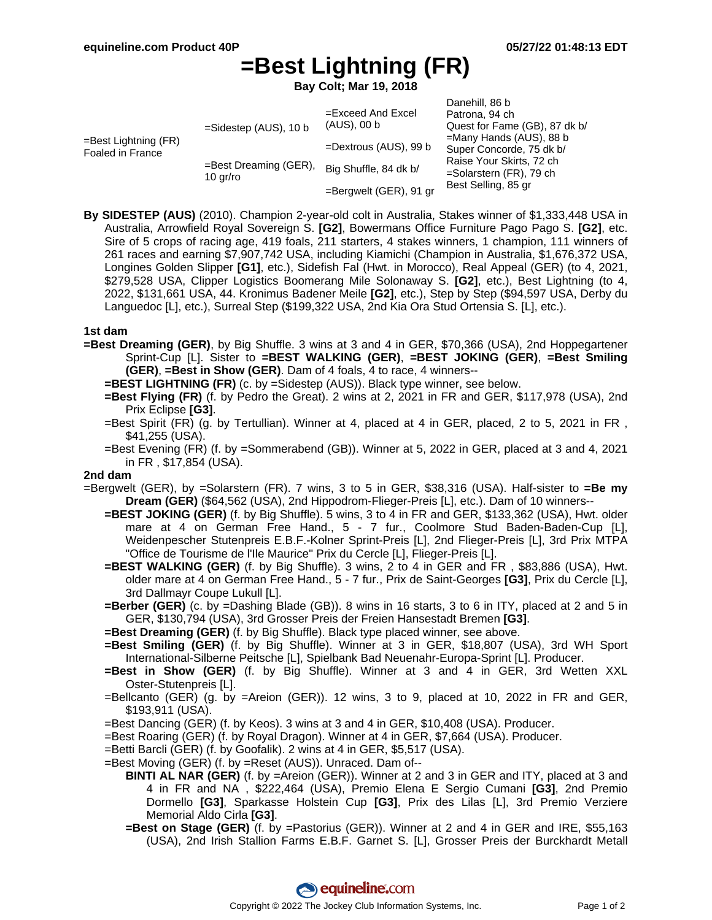# =Best Lightning (FR)

**Bay Colt; Mar 19, 2018**

| | | | |
|---|---|---|---|
| =Best Lightning (FR) Foaled in France | =Sidestep (AUS), 10 b | =Exceed And Excel (AUS), 00 b | Danehill, 86 b |
| | | | Patrona, 94 ch |
| | | =Dextrous (AUS), 99 b | Quest for Fame (GB), 87 dk b/ |
| | | | =Many Hands (AUS), 88 b |
| | =Best Dreaming (GER), 10 gr/ro | Big Shuffle, 84 dk b/ | Super Concorde, 75 dk b/ |
| | | | Raise Your Skirts, 72 ch |
| | | =Bergwelt (GER), 91 gr | =Solarstern (FR), 79 ch |
| | | | Best Selling, 85 gr |

**By SIDESTEP (AUS)** (2010). Champion 2-year-old colt in Australia, Stakes winner of $1,333,448 USA in Australia, Arrowfield Royal Sovereign S. **[G2]**, Bowermans Office Furniture Pago Pago S. **[G2]**, etc. Sire of 5 crops of racing age, 419 foals, 211 starters, 4 stakes winners, 1 champion, 111 winners of 261 races and earning $7,907,742 USA, including Kiamichi (Champion in Australia, $1,676,372 USA, Longines Golden Slipper **[G1]**, etc.), Sidefish Fal (Hwt. in Morocco), Real Appeal (GER) (to 4, 2021, $279,528 USA, Clipper Logistics Boomerang Mile Solonaway S. **[G2]**, etc.), Best Lightning (to 4, 2022, $131,661 USA, 44. Kronimus Badener Meile **[G2]**, etc.), Step by Step ($94,597 USA, Derby du Languedoc [L], etc.), Surreal Step ($199,322 USA, 2nd Kia Ora Stud Ortensia S. [L], etc.).

### 1st dam

**=Best Dreaming (GER)**, by Big Shuffle. 3 wins at 3 and 4 in GER, $70,366 (USA), 2nd Hoppegartener Sprint-Cup [L]. Sister to **=BEST WALKING (GER)**, **=BEST JOKING (GER)**, **=Best Smiling (GER)**, **=Best in Show (GER)**. Dam of 4 foals, 4 to race, 4 winners--

- **=BEST LIGHTNING (FR)** (c. by =Sidestep (AUS)). Black type winner, see below.
- **=Best Flying (FR)** (f. by Pedro the Great). 2 wins at 2, 2021 in FR and GER, $117,978 (USA), 2nd Prix Eclipse **[G3]**.
- =Best Spirit (FR) (g. by Tertullian). Winner at 4, placed at 4 in GER, placed, 2 to 5, 2021 in FR , $41,255 (USA).
- =Best Evening (FR) (f. by =Sommerabend (GB)). Winner at 5, 2022 in GER, placed at 3 and 4, 2021 in FR , $17,854 (USA).

### 2nd dam

=Bergwelt (GER), by =Solarstern (FR). 7 wins, 3 to 5 in GER, $38,316 (USA). Half-sister to **=Be my Dream (GER)** ($64,562 (USA), 2nd Hippodrom-Flieger-Preis [L], etc.). Dam of 10 winners--

- **=BEST JOKING (GER)** (f. by Big Shuffle). 5 wins, 3 to 4 in FR and GER, $133,362 (USA), Hwt. older mare at 4 on German Free Hand., 5 - 7 fur., Coolmore Stud Baden-Baden-Cup [L], Weidenpescher Stutenpreis E.B.F.-Kolner Sprint-Preis [L], 2nd Flieger-Preis [L], 3rd Prix MTPA "Office de Tourisme de l'Ile Maurice" Prix du Cercle [L], Flieger-Preis [L].
- **=BEST WALKING (GER)** (f. by Big Shuffle). 3 wins, 2 to 4 in GER and FR , $83,886 (USA), Hwt. older mare at 4 on German Free Hand., 5 - 7 fur., Prix de Saint-Georges **[G3]**, Prix du Cercle [L], 3rd Dallmayr Coupe Lukull [L].
- **=Berber (GER)** (c. by =Dashing Blade (GB)). 8 wins in 16 starts, 3 to 6 in ITY, placed at 2 and 5 in GER, $130,794 (USA), 3rd Grosser Preis der Freien Hansestadt Bremen **[G3]**.
- **=Best Dreaming (GER)** (f. by Big Shuffle). Black type placed winner, see above.
- **=Best Smiling (GER)** (f. by Big Shuffle). Winner at 3 in GER, $18,807 (USA), 3rd WH Sport International-Silberne Peitsche [L], Spielbank Bad Neuenahr-Europa-Sprint [L]. Producer.
- **=Best in Show (GER)** (f. by Big Shuffle). Winner at 3 and 4 in GER, 3rd Wetten XXL Oster-Stutenpreis [L].
- =Bellcanto (GER) (g. by =Areion (GER)). 12 wins, 3 to 9, placed at 10, 2022 in FR and GER, $193,911 (USA).
- =Best Dancing (GER) (f. by Keos). 3 wins at 3 and 4 in GER, $10,408 (USA). Producer.
- =Best Roaring (GER) (f. by Royal Dragon). Winner at 4 in GER, $7,664 (USA). Producer.
- =Betti Barcli (GER) (f. by Goofalik). 2 wins at 4 in GER, $5,517 (USA).
- =Best Moving (GER) (f. by =Reset (AUS)). Unraced. Dam of--
  - **BINTI AL NAR (GER)** (f. by =Areion (GER)). Winner at 2 and 3 in GER and ITY, placed at 3 and 4 in FR and NA , $222,464 (USA), Premio Elena E Sergio Cumani **[G3]**, 2nd Premio Dormello **[G3]**, Sparkasse Holstein Cup **[G3]**, Prix des Lilas [L], 3rd Premio Verziere Memorial Aldo Cirla **[G3]**.
  - **=Best on Stage (GER)** (f. by =Pastorius (GER)). Winner at 2 and 4 in GER and IRE, $55,163 (USA), 2nd Irish Stallion Farms E.B.F. Garnet S. [L], Grosser Preis der Burckhardt Metall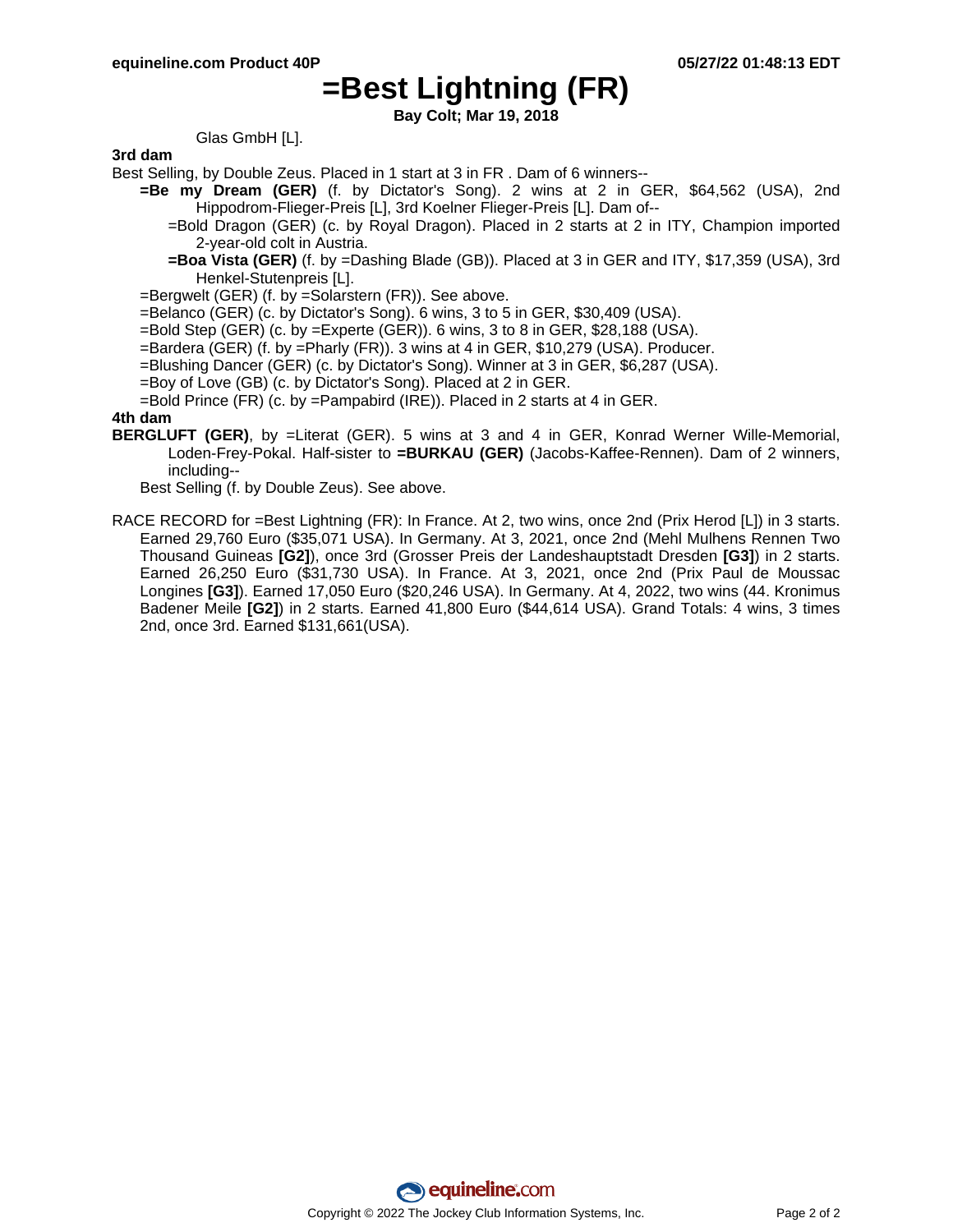# =Best Lightning (FR)

**Bay Colt; Mar 19, 2018**

Glas GmbH [L].

**3rd dam**

Best Selling, by Double Zeus. Placed in 1 start at 3 in FR . Dam of 6 winners--

- **=Be my Dream (GER)** (f. by Dictator's Song). 2 wins at 2 in GER, $64,562 (USA), 2nd Hippodrom-Flieger-Preis [L], 3rd Koelner Flieger-Preis [L]. Dam of--
  - =Bold Dragon (GER) (c. by Royal Dragon). Placed in 2 starts at 2 in ITY, Champion imported 2-year-old colt in Austria.
  - **=Boa Vista (GER)** (f. by =Dashing Blade (GB)). Placed at 3 in GER and ITY, $17,359 (USA), 3rd Henkel-Stutenpreis [L].
- =Bergwelt (GER) (f. by =Solarstern (FR)). See above.
- =Belanco (GER) (c. by Dictator's Song). 6 wins, 3 to 5 in GER, $30,409 (USA).
- =Bold Step (GER) (c. by =Experte (GER)). 6 wins, 3 to 8 in GER, $28,188 (USA).
- =Bardera (GER) (f. by =Pharly (FR)). 3 wins at 4 in GER, $10,279 (USA). Producer.
- =Blushing Dancer (GER) (c. by Dictator's Song). Winner at 3 in GER, $6,287 (USA).
- =Boy of Love (GB) (c. by Dictator's Song). Placed at 2 in GER.
- =Bold Prince (FR) (c. by =Pampabird (IRE)). Placed in 2 starts at 4 in GER.

**4th dam**

**BERGLUFT (GER)**, by =Literat (GER). 5 wins at 3 and 4 in GER, Konrad Werner Wille-Memorial, Loden-Frey-Pokal. Half-sister to **=BURKAU (GER)** (Jacobs-Kaffee-Rennen). Dam of 2 winners, including--

- Best Selling (f. by Double Zeus). See above.

RACE RECORD for =Best Lightning (FR): In France. At 2, two wins, once 2nd (Prix Herod [L]) in 3 starts. Earned 29,760 Euro ($35,071 USA). In Germany. At 3, 2021, once 2nd (Mehl Mulhens Rennen Two Thousand Guineas **[G2]**), once 3rd (Grosser Preis der Landeshauptstadt Dresden **[G3]**) in 2 starts. Earned 26,250 Euro ($31,730 USA). In France. At 3, 2021, once 2nd (Prix Paul de Moussac Longines **[G3]**). Earned 17,050 Euro ($20,246 USA). In Germany. At 4, 2022, two wins (44. Kronimus Badener Meile **[G2]**) in 2 starts. Earned 41,800 Euro ($44,614 USA). Grand Totals: 4 wins, 3 times 2nd, once 3rd. Earned $131,661(USA).